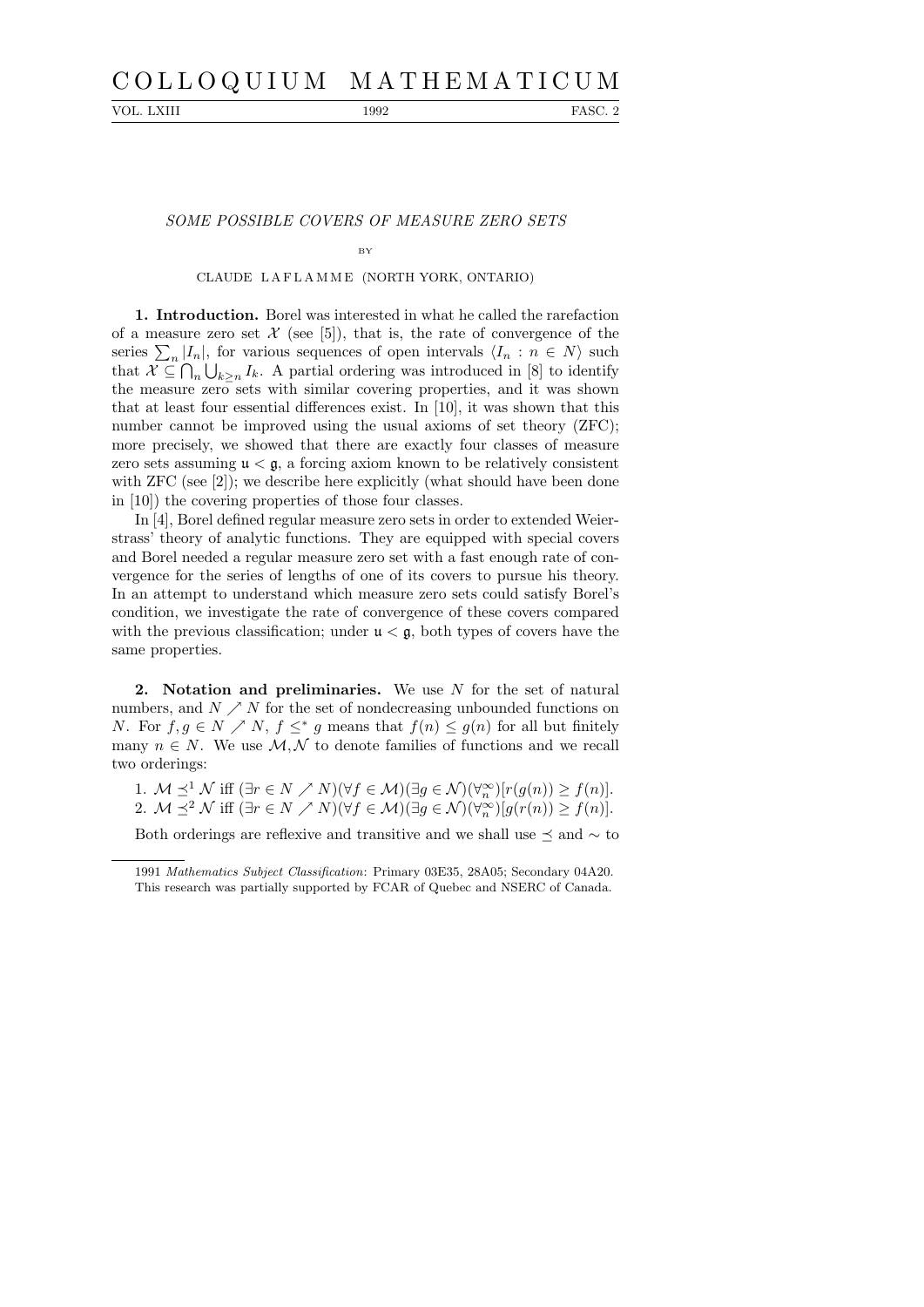# SOME POSSIBLE COVERS OF MEASURE ZERO SETS

BY

CLAUDE LAFLAMME (NORTH YORK, ONTARIO)

**1. Introduction.** Borel was interested in what he called the rarefaction of a measure zero set $\mathcal{X}$ (see [5]), that is, the rate of convergence of the series $\sum_n |I_n|$, for various sequences of open intervals $\langle I_n : n \in N\rangle$ such that $\mathcal{X} \subseteq \bigcap_n \bigcup_{k\ge n} I_k$. A partial ordering was introduced in [8] to identify the measure zero sets with similar covering properties, and it was shown that at least four essential differences exist. In [10], it was shown that this number cannot be improved using the usual axioms of set theory (ZFC); more precisely, we showed that there are exactly four classes of measure zero sets assuming $\mathfrak{u} < \mathfrak{g}$, a forcing axiom known to be relatively consistent with ZFC (see [2]); we describe here explicitly (what should have been done in [10]) the covering properties of those four classes.

In [4], Borel defined regular measure zero sets in order to extended Weierstrass' theory of analytic functions. They are equipped with special covers and Borel needed a regular measure zero set with a fast enough rate of convergence for the series of lengths of one of its covers to pursue his theory. In an attempt to understand which measure zero sets could satisfy Borel's condition, we investigate the rate of convergence of these covers compared with the previous classification; under $\mathfrak{u} < \mathfrak{g}$, both types of covers have the same properties.

**2. Notation and preliminaries.** We use $N$ for the set of natural numbers, and $N \nearrow N$ for the set of nondecreasing unbounded functions on $N$. For $f, g \in N \nearrow N$, $f \le^* g$ means that $f(n) \le g(n)$ for all but finitely many $n \in N$. We use $\mathcal{M}, \mathcal{N}$ to denote families of functions and we recall two orderings:

1. $\mathcal{M} \preceq^1 \mathcal{N}$ iff $(\exists r \in N \nearrow N)(\forall f \in \mathcal{M})(\exists g \in \mathcal{N})(\forall_n^\infty)[r(g(n)) \ge f(n)]$.
2. $\mathcal{M} \preceq^2 \mathcal{N}$ iff $(\exists r \in N \nearrow N)(\forall f \in \mathcal{M})(\exists g \in \mathcal{N})(\forall_n^\infty)[g(r(n)) \ge f(n)]$.

Both orderings are reflexive and transitive and we shall use $\preceq$ and $\sim$ to

---

1991 *Mathematics Subject Classification*: Primary 03E35, 28A05; Secondary 04A20.

This research was partially supported by FCAR of Quebec and NSERC of Canada.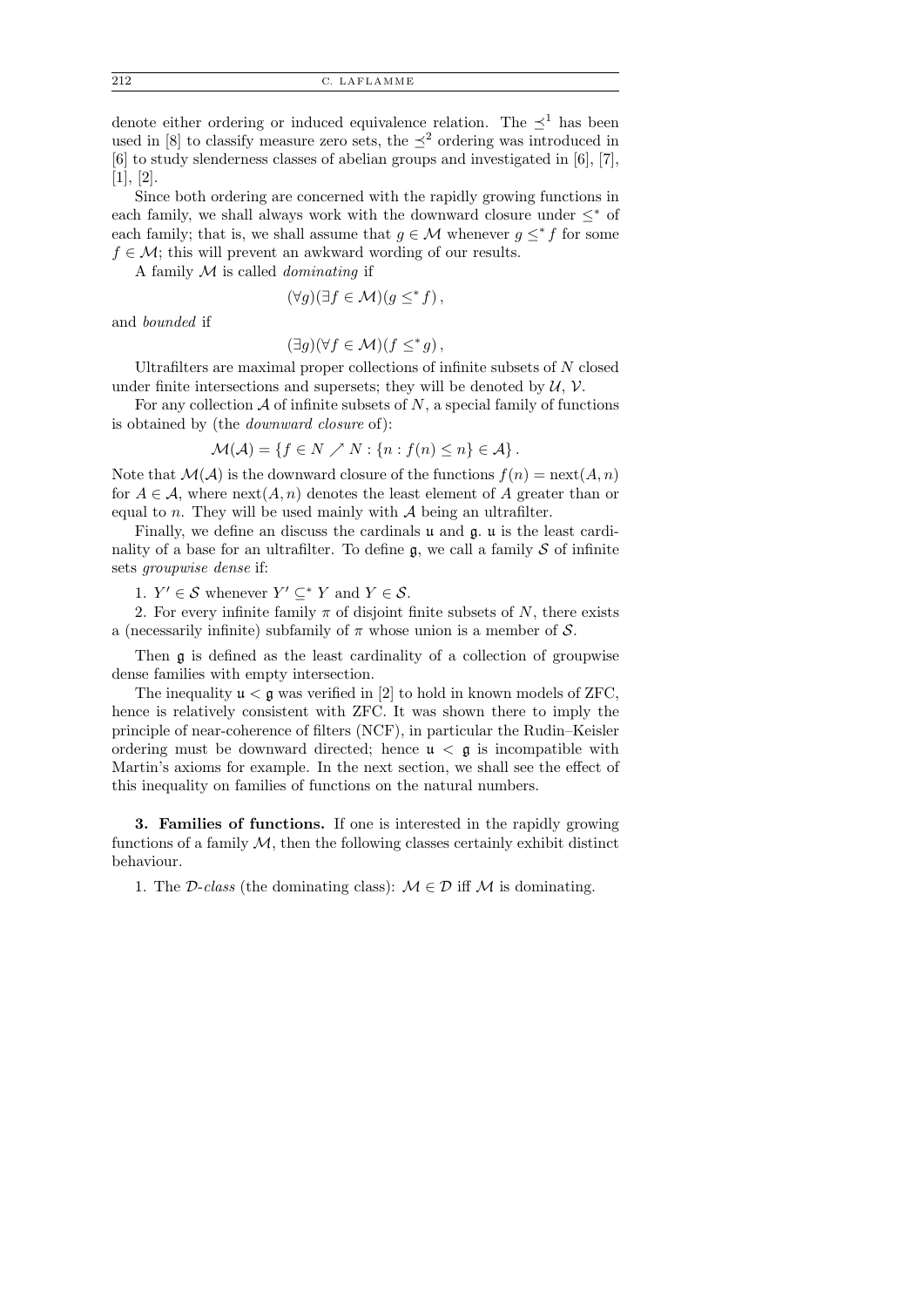denote either ordering or induced equivalence relation. The $\preceq^1$ has been used in [8] to classify measure zero sets, the $\preceq^2$ ordering was introduced in [6] to study slenderness classes of abelian groups and investigated in [6], [7], [1], [2].

Since both ordering are concerned with the rapidly growing functions in each family, we shall always work with the downward closure under $\leq^*$ of each family; that is, we shall assume that $g \in \mathcal{M}$ whenever $g \leq^* f$ for some $f \in \mathcal{M}$; this will prevent an awkward wording of our results.

A family $\mathcal{M}$ is called *dominating* if

$$(\forall g)(\exists f \in \mathcal{M})(g \leq^* f),$$

and *bounded* if

$$(\exists g)(\forall f \in \mathcal{M})(f \leq^* g),$$

Ultrafilters are maximal proper collections of infinite subsets of $N$ closed under finite intersections and supersets; they will be denoted by $\mathcal{U}$, $\mathcal{V}$.

For any collection $\mathcal{A}$ of infinite subsets of $N$, a special family of functions is obtained by (the *downward closure* of):

$$\mathcal{M}(\mathcal{A}) = \{f \in N \nearrow N : \{n : f(n) \leq n\} \in \mathcal{A}\}.$$

Note that $\mathcal{M}(\mathcal{A})$ is the downward closure of the functions $f(n) = \text{next}(A, n)$ for $A \in \mathcal{A}$, where $\text{next}(A, n)$ denotes the least element of $A$ greater than or equal to $n$. They will be used mainly with $\mathcal{A}$ being an ultrafilter.

Finally, we define an discuss the cardinals $\mathfrak{u}$ and $\mathfrak{g}$. $\mathfrak{u}$ is the least cardinality of a base for an ultrafilter. To define $\mathfrak{g}$, we call a family $\mathcal{S}$ of infinite sets *groupwise dense* if:

1. $Y' \in \mathcal{S}$ whenever $Y' \subseteq^* Y$ and $Y \in \mathcal{S}$.

2. For every infinite family $\pi$ of disjoint finite subsets of $N$, there exists a (necessarily infinite) subfamily of $\pi$ whose union is a member of $\mathcal{S}$.

Then $\mathfrak{g}$ is defined as the least cardinality of a collection of groupwise dense families with empty intersection.

The inequality $\mathfrak{u} < \mathfrak{g}$ was verified in [2] to hold in known models of ZFC, hence is relatively consistent with ZFC. It was shown there to imply the principle of near-coherence of filters (NCF), in particular the Rudin–Keisler ordering must be downward directed; hence $\mathfrak{u} < \mathfrak{g}$ is incompatible with Martin's axioms for example. In the next section, we shall see the effect of this inequality on families of functions on the natural numbers.

**3. Families of functions.** If one is interested in the rapidly growing functions of a family $\mathcal{M}$, then the following classes certainly exhibit distinct behaviour.

1. The $\mathcal{D}$-*class* (the dominating class): $\mathcal{M} \in \mathcal{D}$ iff $\mathcal{M}$ is dominating.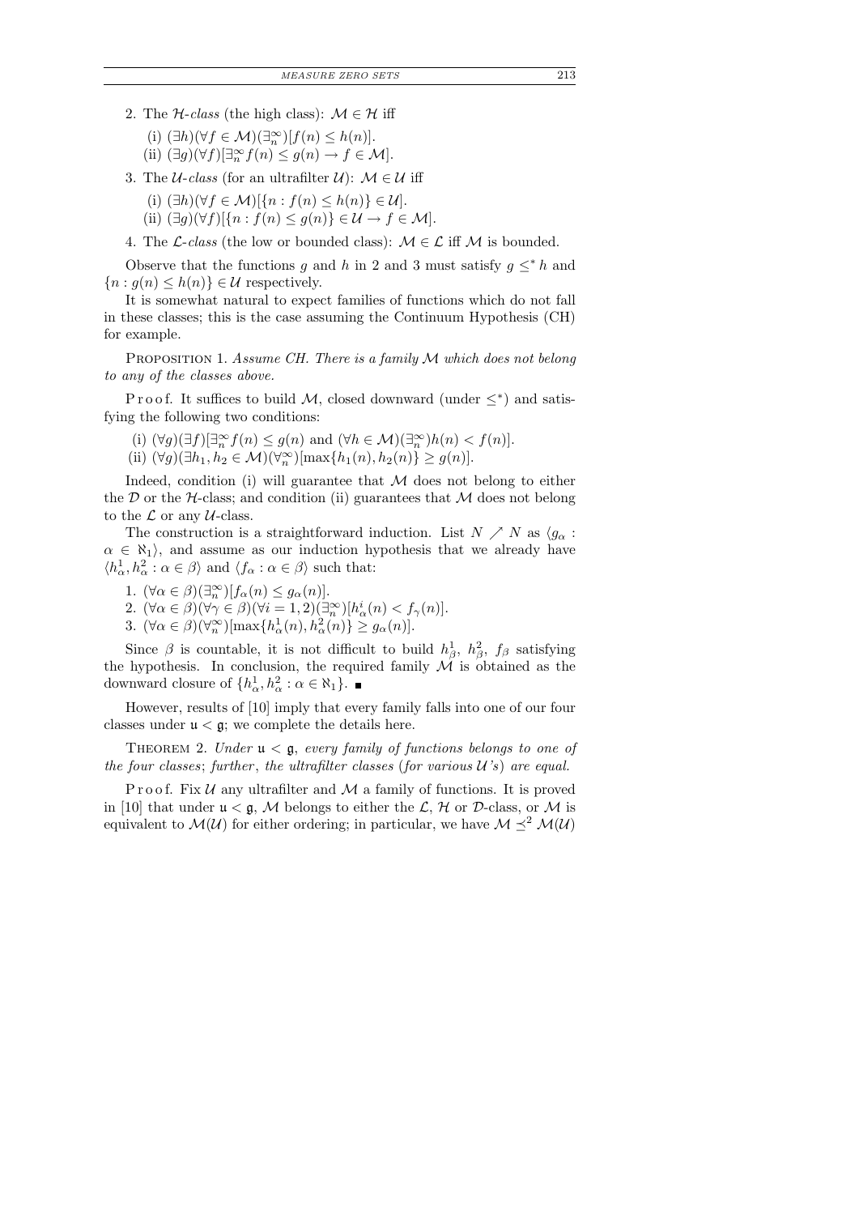2. The $\mathcal{H}$*-class* (the high class): $\mathcal{M} \in \mathcal{H}$ iff

   (i) $(\exists h)(\forall f \in \mathcal{M})(\exists_n^\infty)[f(n) \le h(n)]$.

   (ii) $(\exists g)(\forall f)[\exists_n^\infty f(n) \le g(n) \to f \in \mathcal{M}]$.

3. The $\mathcal{U}$*-class* (for an ultrafilter $\mathcal{U}$): $\mathcal{M} \in \mathcal{U}$ iff

   (i) $(\exists h)(\forall f \in \mathcal{M})[\{n : f(n) \le h(n)\} \in \mathcal{U}]$.

   (ii) $(\exists g)(\forall f)[\{n : f(n) \le g(n)\} \in \mathcal{U} \to f \in \mathcal{M}]$.

4. The $\mathcal{L}$*-class* (the low or bounded class): $\mathcal{M} \in \mathcal{L}$ iff $\mathcal{M}$ is bounded.

Observe that the functions $g$ and $h$ in 2 and 3 must satisfy $g \le^* h$ and $\{n : g(n) \le h(n)\} \in \mathcal{U}$ respectively.

It is somewhat natural to expect families of functions which do not fall in these classes; this is the case assuming the Continuum Hypothesis (CH) for example.

Proposition 1. *Assume CH. There is a family $\mathcal{M}$ which does not belong to any of the classes above.*

Proof. It suffices to build $\mathcal{M}$, closed downward (under $\le^*$) and satisfying the following two conditions:

(i) $(\forall g)(\exists f)[\exists_n^\infty f(n) \le g(n)$ and $(\forall h \in \mathcal{M})(\exists_n^\infty) h(n) < f(n)]$.

(ii) $(\forall g)(\exists h_1, h_2 \in \mathcal{M})(\forall_n^\infty)[\max\{h_1(n), h_2(n)\} \ge g(n)]$.

Indeed, condition (i) will guarantee that $\mathcal{M}$ does not belong to either the $\mathcal{D}$ or the $\mathcal{H}$-class; and condition (ii) guarantees that $\mathcal{M}$ does not belong to the $\mathcal{L}$ or any $\mathcal{U}$-class.

The construction is a straightforward induction. List $N \nearrow N$ as $\langle g_\alpha : \alpha \in \aleph_1\rangle$, and assume as our induction hypothesis that we already have $\langle h_\alpha^1, h_\alpha^2 : \alpha \in \beta\rangle$ and $\langle f_\alpha : \alpha \in \beta\rangle$ such that:

1. $(\forall \alpha \in \beta)(\exists_n^\infty)[f_\alpha(n) \le g_\alpha(n)]$.
2. $(\forall \alpha \in \beta)(\forall \gamma \in \beta)(\forall i = 1, 2)(\exists_n^\infty)[h_\alpha^i(n) < f_\gamma(n)]$.
3. $(\forall \alpha \in \beta)(\forall_n^\infty)[\max\{h_\alpha^1(n), h_\alpha^2(n)\} \ge g_\alpha(n)]$.

Since $\beta$ is countable, it is not difficult to build $h_\beta^1$, $h_\beta^2$, $f_\beta$ satisfying the hypothesis. In conclusion, the required family $\mathcal{M}$ is obtained as the downward closure of $\{h_\alpha^1, h_\alpha^2 : \alpha \in \aleph_1\}$. ∎

However, results of [10] imply that every family falls into one of our four classes under $\mathfrak{u} < \mathfrak{g}$; we complete the details here.

Theorem 2. *Under $\mathfrak{u} < \mathfrak{g}$, every family of functions belongs to one of the four classes*; *further*, *the ultrafilter classes* (*for various $\mathcal{U}$'s*) *are equal.*

Proof. Fix $\mathcal{U}$ any ultrafilter and $\mathcal{M}$ a family of functions. It is proved in [10] that under $\mathfrak{u} < \mathfrak{g}$, $\mathcal{M}$ belongs to either the $\mathcal{L}$, $\mathcal{H}$ or $\mathcal{D}$-class, or $\mathcal{M}$ is equivalent to $\mathcal{M}(\mathcal{U})$ for either ordering; in particular, we have $\mathcal{M} \preceq^2 \mathcal{M}(\mathcal{U})$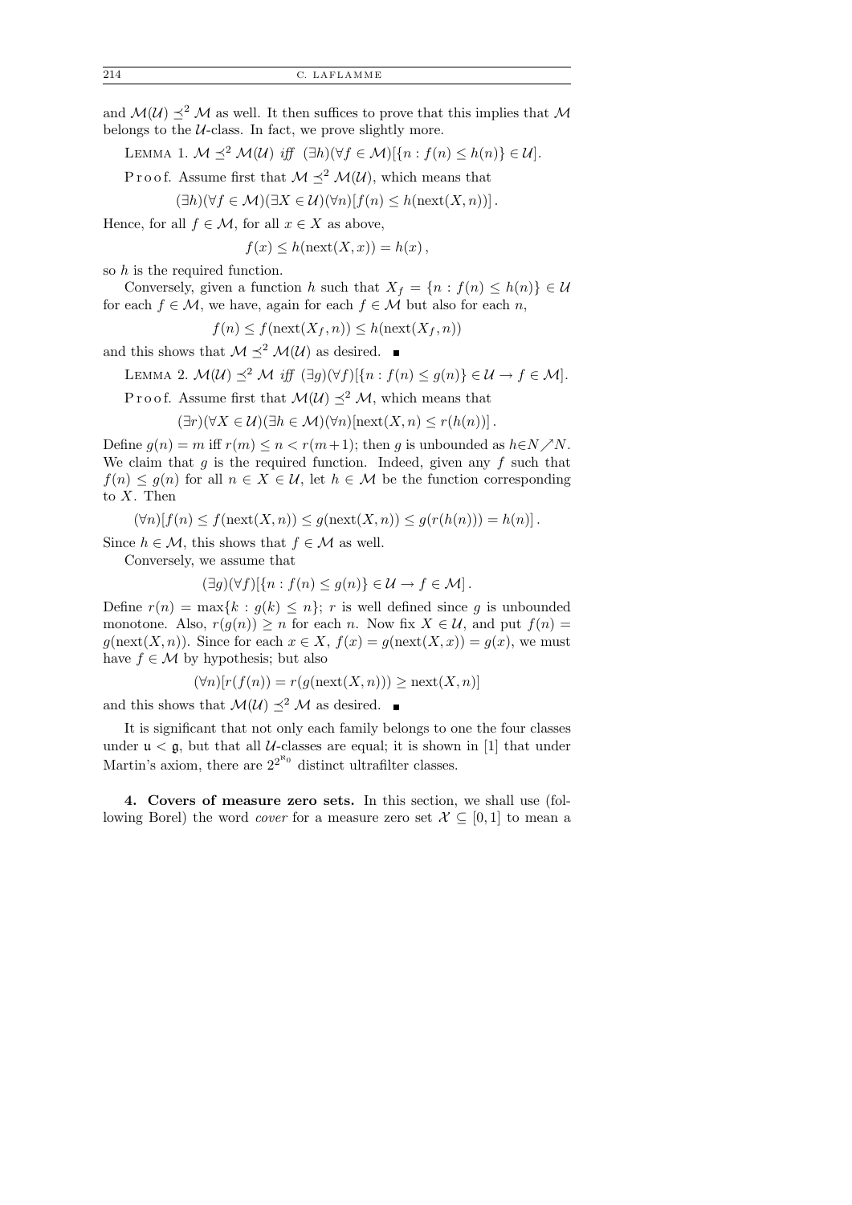and $\mathcal{M}(\mathcal{U}) \preceq^2 \mathcal{M}$ as well. It then suffices to prove that this implies that $\mathcal{M}$ belongs to the $\mathcal{U}$-class. In fact, we prove slightly more.

LEMMA 1. $\mathcal{M} \preceq^2 \mathcal{M}(\mathcal{U})$ *iff* $(\exists h)(\forall f \in \mathcal{M})[\{n : f(n) \le h(n)\} \in \mathcal{U}]$.

Proof. Assume first that $\mathcal{M} \preceq^2 \mathcal{M}(\mathcal{U})$, which means that

$$(\exists h)(\forall f \in \mathcal{M})(\exists X \in \mathcal{U})(\forall n)[f(n) \le h(\operatorname{next}(X, n))] .$$

Hence, for all $f \in \mathcal{M}$, for all $x \in X$ as above,

$$f(x) \le h(\operatorname{next}(X, x)) = h(x) ,$$

so $h$ is the required function.

Conversely, given a function $h$ such that $X_f = \{n : f(n) \le h(n)\} \in \mathcal{U}$ for each $f \in \mathcal{M}$, we have, again for each $f \in \mathcal{M}$ but also for each $n$,

$$f(n) \le f(\operatorname{next}(X_f, n)) \le h(\operatorname{next}(X_f, n))$$

and this shows that $\mathcal{M} \preceq^2 \mathcal{M}(\mathcal{U})$ as desired. ∎

LEMMA 2. $\mathcal{M}(\mathcal{U}) \preceq^2 \mathcal{M}$ *iff* $(\exists g)(\forall f)[\{n : f(n) \le g(n)\} \in \mathcal{U} \rightarrow f \in \mathcal{M}]$.

Proof. Assume first that $\mathcal{M}(\mathcal{U}) \preceq^2 \mathcal{M}$, which means that

$$(\exists r)(\forall X \in \mathcal{U})(\exists h \in \mathcal{M})(\forall n)[\operatorname{next}(X, n) \le r(h(n))] .$$

Define $g(n) = m$ iff $r(m) \le n < r(m+1)$; then $g$ is unbounded as $h \in N \nearrow N$. We claim that $g$ is the required function. Indeed, given any $f$ such that $f(n) \le g(n)$ for all $n \in X \in \mathcal{U}$, let $h \in \mathcal{M}$ be the function corresponding to $X$. Then

$$(\forall n)[f(n) \le f(\operatorname{next}(X, n)) \le g(\operatorname{next}(X, n)) \le g(r(h(n))) = h(n)] .$$

Since $h \in \mathcal{M}$, this shows that $f \in \mathcal{M}$ as well.

Conversely, we assume that

$$(\exists g)(\forall f)[\{n : f(n) \le g(n)\} \in \mathcal{U} \rightarrow f \in \mathcal{M}] .$$

Define $r(n) = \max\{k : g(k) \le n\}$; $r$ is well defined since $g$ is unbounded monotone. Also, $r(g(n)) \ge n$ for each $n$. Now fix $X \in \mathcal{U}$, and put $f(n) = g(\operatorname{next}(X, n))$. Since for each $x \in X$, $f(x) = g(\operatorname{next}(X, x)) = g(x)$, we must have $f \in \mathcal{M}$ by hypothesis; but also

$$(\forall n)[r(f(n)) = r(g(\operatorname{next}(X, n))) \ge \operatorname{next}(X, n)]$$

and this shows that $\mathcal{M}(\mathcal{U}) \preceq^2 \mathcal{M}$ as desired. ∎

It is significant that not only each family belongs to one the four classes under $\mathfrak{u} < \mathfrak{g}$, but that all $\mathcal{U}$-classes are equal; it is shown in [1] that under Martin's axiom, there are $2^{2^{\aleph_0}}$ distinct ultrafilter classes.

**4. Covers of measure zero sets.** In this section, we shall use (following Borel) the word *cover* for a measure zero set $\mathcal{X} \subseteq [0, 1]$ to mean a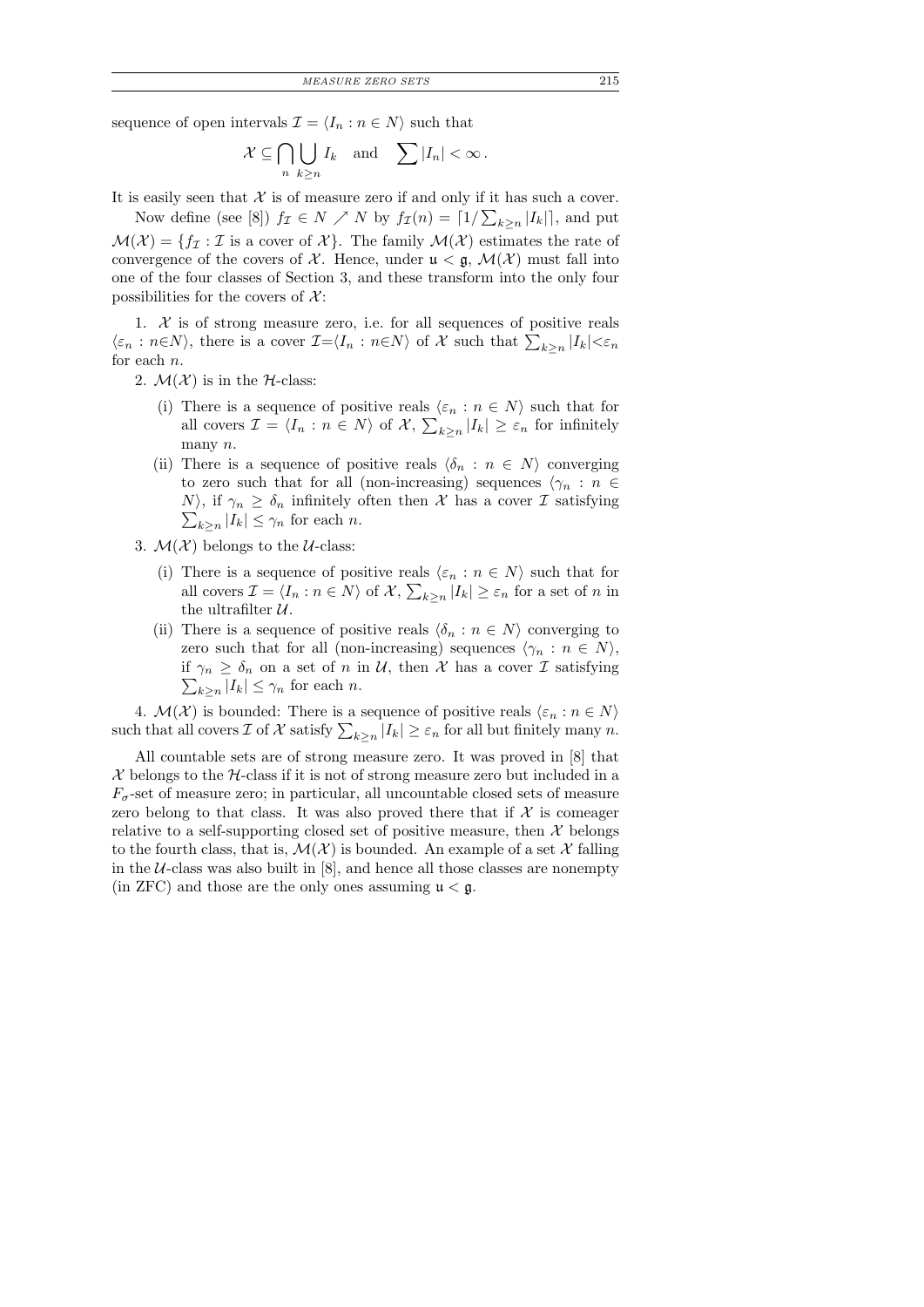sequence of open intervals $\mathcal{I} = \langle I_n : n \in N \rangle$ such that

$$\mathcal{X} \subseteq \bigcap_n \bigcup_{k \geq n} I_k \quad \text{and} \quad \sum |I_n| < \infty \, .$$

It is easily seen that $\mathcal{X}$ is of measure zero if and only if it has such a cover.

Now define (see [8]) $f_{\mathcal{I}} \in N \nearrow N$ by $f_{\mathcal{I}}(n) = \lceil 1/\sum_{k \geq n} |I_k| \rceil$, and put $\mathcal{M}(\mathcal{X}) = \{f_{\mathcal{I}} : \mathcal{I} \text{ is a cover of } \mathcal{X}\}$. The family $\mathcal{M}(\mathcal{X})$ estimates the rate of convergence of the covers of $\mathcal{X}$. Hence, under $\mathfrak{u} < \mathfrak{g}$, $\mathcal{M}(\mathcal{X})$ must fall into one of the four classes of Section 3, and these transform into the only four possibilities for the covers of $\mathcal{X}$:

1. $\mathcal{X}$ is of strong measure zero, i.e. for all sequences of positive reals $\langle \varepsilon_n : n \in N \rangle$, there is a cover $\mathcal{I} = \langle I_n : n \in N \rangle$ of $\mathcal{X}$ such that $\sum_{k \geq n} |I_k| < \varepsilon_n$ for each $n$.

2. $\mathcal{M}(\mathcal{X})$ is in the $\mathcal{H}$-class:

   (i) There is a sequence of positive reals $\langle \varepsilon_n : n \in N \rangle$ such that for all covers $\mathcal{I} = \langle I_n : n \in N \rangle$ of $\mathcal{X}$, $\sum_{k \geq n} |I_k| \geq \varepsilon_n$ for infinitely many $n$.

   (ii) There is a sequence of positive reals $\langle \delta_n : n \in N \rangle$ converging to zero such that for all (non-increasing) sequences $\langle \gamma_n : n \in N \rangle$, if $\gamma_n \geq \delta_n$ infinitely often then $\mathcal{X}$ has a cover $\mathcal{I}$ satisfying $\sum_{k \geq n} |I_k| \leq \gamma_n$ for each $n$.

3. $\mathcal{M}(\mathcal{X})$ belongs to the $\mathcal{U}$-class:

   (i) There is a sequence of positive reals $\langle \varepsilon_n : n \in N \rangle$ such that for all covers $\mathcal{I} = \langle I_n : n \in N \rangle$ of $\mathcal{X}$, $\sum_{k \geq n} |I_k| \geq \varepsilon_n$ for a set of $n$ in the ultrafilter $\mathcal{U}$.

   (ii) There is a sequence of positive reals $\langle \delta_n : n \in N \rangle$ converging to zero such that for all (non-increasing) sequences $\langle \gamma_n : n \in N \rangle$, if $\gamma_n \geq \delta_n$ on a set of $n$ in $\mathcal{U}$, then $\mathcal{X}$ has a cover $\mathcal{I}$ satisfying $\sum_{k \geq n} |I_k| \leq \gamma_n$ for each $n$.

4. $\mathcal{M}(\mathcal{X})$ is bounded: There is a sequence of positive reals $\langle \varepsilon_n : n \in N \rangle$ such that all covers $\mathcal{I}$ of $\mathcal{X}$ satisfy $\sum_{k \geq n} |I_k| \geq \varepsilon_n$ for all but finitely many $n$.

All countable sets are of strong measure zero. It was proved in [8] that $\mathcal{X}$ belongs to the $\mathcal{H}$-class if it is not of strong measure zero but included in a $F_\sigma$-set of measure zero; in particular, all uncountable closed sets of measure zero belong to that class. It was also proved there that if $\mathcal{X}$ is comeager relative to a self-supporting closed set of positive measure, then $\mathcal{X}$ belongs to the fourth class, that is, $\mathcal{M}(\mathcal{X})$ is bounded. An example of a set $\mathcal{X}$ falling in the $\mathcal{U}$-class was also built in [8], and hence all those classes are nonempty (in ZFC) and those are the only ones assuming $\mathfrak{u} < \mathfrak{g}$.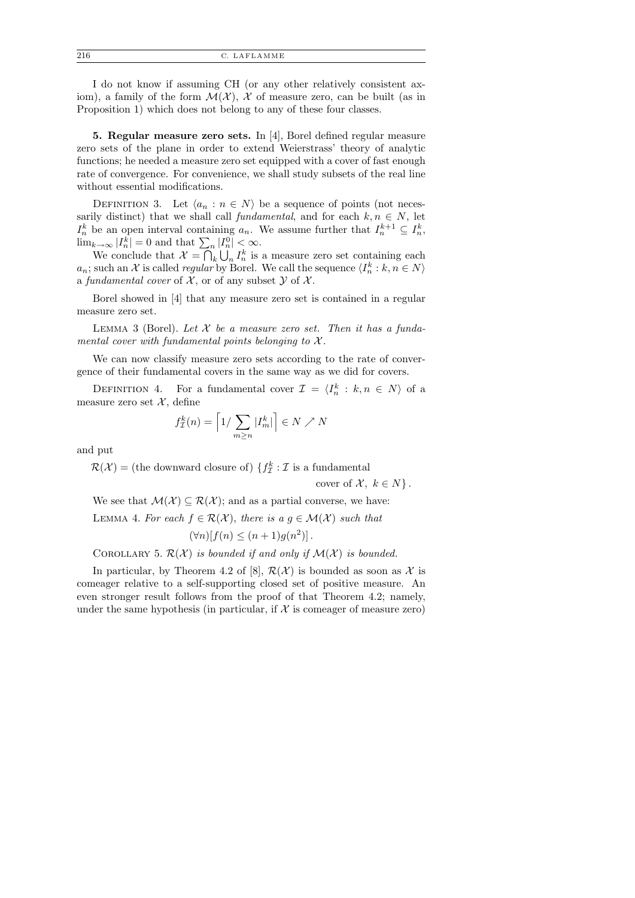I do not know if assuming CH (or any other relatively consistent axiom), a family of the form $\mathcal{M}(\mathcal{X})$, $\mathcal{X}$ of measure zero, can be built (as in Proposition 1) which does not belong to any of these four classes.

**5. Regular measure zero sets.** In [4], Borel defined regular measure zero sets of the plane in order to extend Weierstrass' theory of analytic functions; he needed a measure zero set equipped with a cover of fast enough rate of convergence. For convenience, we shall study subsets of the real line without essential modifications.

Definition 3. Let $\langle a_n : n \in N \rangle$ be a sequence of points (not necessarily distinct) that we shall call *fundamental*, and for each $k, n \in N$, let $I_n^k$ be an open interval containing $a_n$. We assume further that $I_n^{k+1} \subseteq I_n^k$, $\lim_{k\to\infty} |I_n^k| = 0$ and that $\sum_n |I_n^0| < \infty$.

We conclude that $\mathcal{X} = \bigcap_k \bigcup_n I_n^k$ is a measure zero set containing each $a_n$; such an $\mathcal{X}$ is called *regular* by Borel. We call the sequence $\langle I_n^k : k, n \in N \rangle$ a *fundamental cover* of $\mathcal{X}$, or of any subset $\mathcal{Y}$ of $\mathcal{X}$.

Borel showed in [4] that any measure zero set is contained in a regular measure zero set.

Lemma 3 (Borel). *Let $\mathcal{X}$ be a measure zero set. Then it has a fundamental cover with fundamental points belonging to $\mathcal{X}$.*

We can now classify measure zero sets according to the rate of convergence of their fundamental covers in the same way as we did for covers.

Definition 4. For a fundamental cover $\mathcal{I} = \langle I_n^k : k, n \in N \rangle$ of a measure zero set $\mathcal{X}$, define

$$f_{\mathcal{I}}^k(n) = \Big\lceil 1 / \sum_{m \geq n} |I_m^k| \Big\rceil \in N \nearrow N$$

and put

$$\mathcal{R}(\mathcal{X}) = \text{(the downward closure of) } \{f_{\mathcal{I}}^k : \mathcal{I} \text{ is a fundamental cover of } \mathcal{X},\ k \in N\}.$$

We see that $\mathcal{M}(\mathcal{X}) \subseteq \mathcal{R}(\mathcal{X})$; and as a partial converse, we have:

Lemma 4. *For each $f \in \mathcal{R}(\mathcal{X})$, there is a $g \in \mathcal{M}(\mathcal{X})$ such that*

$$(\forall n)[f(n) \leq (n+1)g(n^2)].$$

Corollary 5. *$\mathcal{R}(\mathcal{X})$ is bounded if and only if $\mathcal{M}(\mathcal{X})$ is bounded.*

In particular, by Theorem 4.2 of [8], $\mathcal{R}(\mathcal{X})$ is bounded as soon as $\mathcal{X}$ is comeager relative to a self-supporting closed set of positive measure. An even stronger result follows from the proof of that Theorem 4.2; namely, under the same hypothesis (in particular, if $\mathcal{X}$ is comeager of measure zero)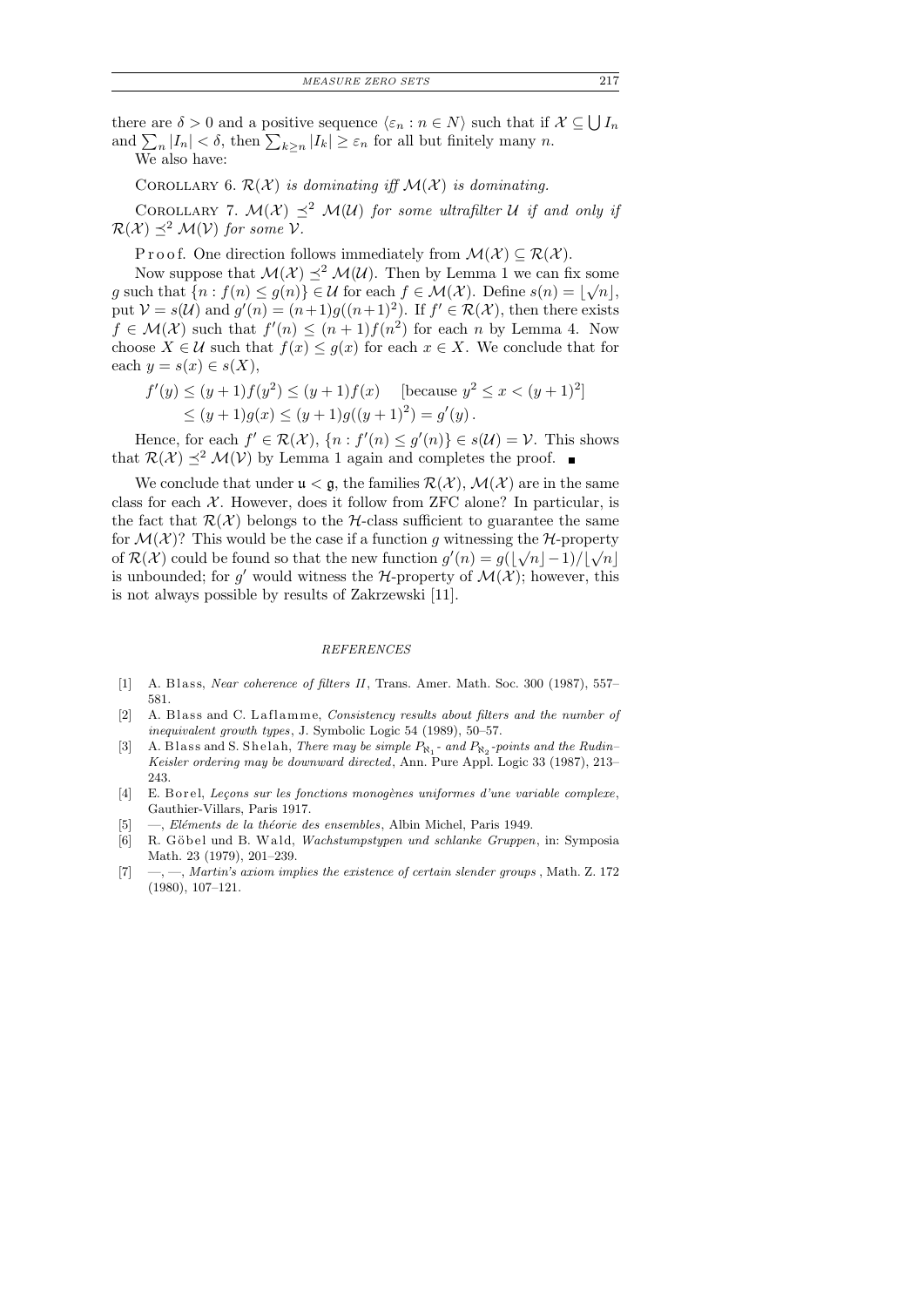there are $\delta > 0$ and a positive sequence $\langle \varepsilon_n : n \in N \rangle$ such that if $\mathcal{X} \subseteq \bigcup I_n$ and $\sum_n |I_n| < \delta$, then $\sum_{k \geq n} |I_k| \geq \varepsilon_n$ for all but finitely many $n$.

We also have:

Corollary 6. *$\mathcal{R}(\mathcal{X})$ is dominating iff $\mathcal{M}(\mathcal{X})$ is dominating.*

Corollary 7. *$\mathcal{M}(\mathcal{X}) \preceq^2 \mathcal{M}(\mathcal{U})$ for some ultrafilter $\mathcal{U}$ if and only if $\mathcal{R}(\mathcal{X}) \preceq^2 \mathcal{M}(\mathcal{V})$ for some $\mathcal{V}$.*

Proof. One direction follows immediately from $\mathcal{M}(\mathcal{X}) \subseteq \mathcal{R}(\mathcal{X})$.

Now suppose that $\mathcal{M}(\mathcal{X}) \preceq^2 \mathcal{M}(\mathcal{U})$. Then by Lemma 1 we can fix some $g$ such that $\{n : f(n) \leq g(n)\} \in \mathcal{U}$ for each $f \in \mathcal{M}(\mathcal{X})$. Define $s(n) = \lfloor \sqrt{n} \rfloor$, put $\mathcal{V} = s(\mathcal{U})$ and $g'(n) = (n+1)g((n+1)^2)$. If $f' \in \mathcal{R}(\mathcal{X})$, then there exists $f \in \mathcal{M}(\mathcal{X})$ such that $f'(n) \leq (n+1)f(n^2)$ for each $n$ by Lemma 4. Now choose $X \in \mathcal{U}$ such that $f(x) \leq g(x)$ for each $x \in X$. We conclude that for each $y = s(x) \in s(X)$,

$$
\begin{aligned}
f'(y) &\leq (y+1)f(y^2) \leq (y+1)f(x) \quad \text{[because } y^2 \leq x < (y+1)^2\text{]} \\
&\leq (y+1)g(x) \leq (y+1)g((y+1)^2) = g'(y)\,.
\end{aligned}
$$

Hence, for each $f' \in \mathcal{R}(\mathcal{X})$, $\{n : f'(n) \leq g'(n)\} \in s(\mathcal{U}) = \mathcal{V}$. This shows that $\mathcal{R}(\mathcal{X}) \preceq^2 \mathcal{M}(\mathcal{V})$ by Lemma 1 again and completes the proof. ∎

We conclude that under $\mathfrak{u} < \mathfrak{g}$, the families $\mathcal{R}(\mathcal{X})$, $\mathcal{M}(\mathcal{X})$ are in the same class for each $\mathcal{X}$. However, does it follow from ZFC alone? In particular, is the fact that $\mathcal{R}(\mathcal{X})$ belongs to the $\mathcal{H}$-class sufficient to guarantee the same for $\mathcal{M}(\mathcal{X})$? This would be the case if a function $g$ witnessing the $\mathcal{H}$-property of $\mathcal{R}(\mathcal{X})$ could be found so that the new function $g'(n) = g(\lfloor \sqrt{n} \rfloor - 1)/\lfloor \sqrt{n} \rfloor$ is unbounded; for $g'$ would witness the $\mathcal{H}$-property of $\mathcal{M}(\mathcal{X})$; however, this is not always possible by results of Zakrzewski [11].

## REFERENCES

[1] A. Blass, *Near coherence of filters II*, Trans. Amer. Math. Soc. 300 (1987), 557–581.

[2] A. Blass and C. Laflamme, *Consistency results about filters and the number of inequivalent growth types*, J. Symbolic Logic 54 (1989), 50–57.

[3] A. Blass and S. Shelah, *There may be simple $P_{\aleph_1}$- and $P_{\aleph_2}$-points and the Rudin–Keisler ordering may be downward directed*, Ann. Pure Appl. Logic 33 (1987), 213–243.

[4] E. Borel, *Leçons sur les fonctions monogènes uniformes d'une variable complexe*, Gauthier-Villars, Paris 1917.

[5] —, *Eléments de la théorie des ensembles*, Albin Michel, Paris 1949.

[6] R. Göbel und B. Wald, *Wachstumpstypen und schlanke Gruppen*, in: Symposia Math. 23 (1979), 201–239.

[7] —, —, *Martin's axiom implies the existence of certain slender groups*, Math. Z. 172 (1980), 107–121.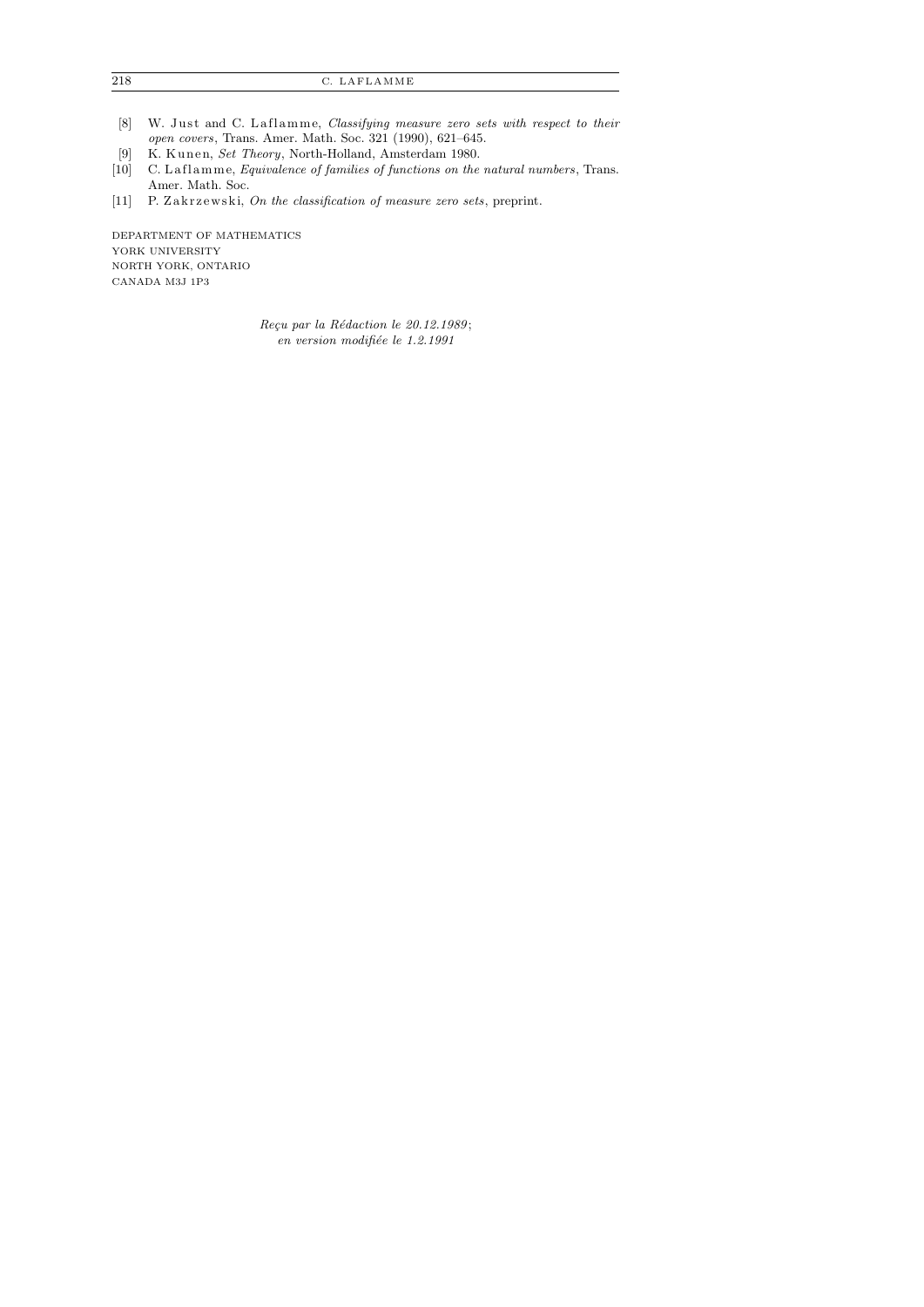[8] W. Just and C. Laflamme, *Classifying measure zero sets with respect to their open covers*, Trans. Amer. Math. Soc. 321 (1990), 621–645.

[9] K. Kunen, *Set Theory*, North-Holland, Amsterdam 1980.

[10] C. Laflamme, *Equivalence of families of functions on the natural numbers*, Trans. Amer. Math. Soc.

[11] P. Zakrzewski, *On the classification of measure zero sets*, preprint.

DEPARTMENT OF MATHEMATICS
YORK UNIVERSITY
NORTH YORK, ONTARIO
CANADA M3J 1P3

*Reçu par la Rédaction le 20.12.1989;*
*en version modifiée le 1.2.1991*